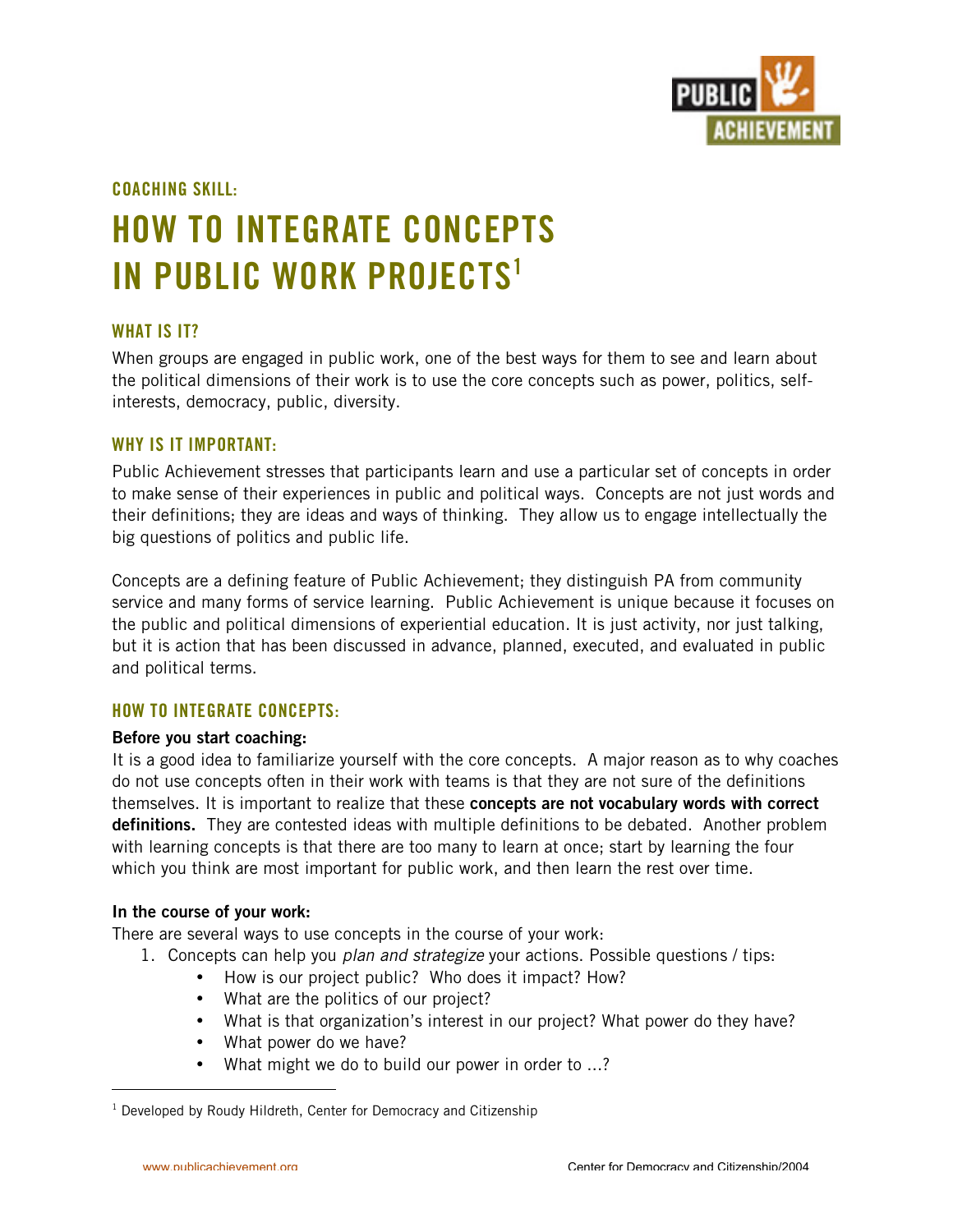COACHING SKILL:

# HOW TO INTEGRATE CONCEPTS IN PUBLIC WORK PROJECTS[1]

## WHAT IS IT?

When groups are engaged in public work, one of the best ways for them to see and learn about the political dimensions of their work is to use the core concepts such as power, politics, self-interests, democracy, public, diversity.

## WHY IS IT IMPORTANT:

Public Achievement stresses that participants learn and use a particular set of concepts in order to make sense of their experiences in public and political ways. Concepts are not just words and their definitions; they are ideas and ways of thinking. They allow us to engage intellectually the big questions of politics and public life.

Concepts are a defining feature of Public Achievement; they distinguish PA from community service and many forms of service learning. Public Achievement is unique because it focuses on the public and political dimensions of experiential education. It is just activity, nor just talking, but it is action that has been discussed in advance, planned, executed, and evaluated in public and political terms.

## HOW TO INTEGRATE CONCEPTS:

**Before you start coaching:**

It is a good idea to familiarize yourself with the core concepts. A major reason as to why coaches do not use concepts often in their work with teams is that they are not sure of the definitions themselves. It is important to realize that these **concepts are not vocabulary words with correct definitions.** They are contested ideas with multiple definitions to be debated. Another problem with learning concepts is that there are too many to learn at once; start by learning the four which you think are most important for public work, and then learn the rest over time.

**In the course of your work:**

There are several ways to use concepts in the course of your work:

1. Concepts can help you *plan and strategize* your actions. Possible questions / tips:
   - How is our project public? Who does it impact? How?
   - What are the politics of our project?
   - What is that organization's interest in our project? What power do they have?
   - What power do we have?
   - What might we do to build our power in order to …?

[1] Developed by Roudy Hildreth, Center for Democracy and Citizenship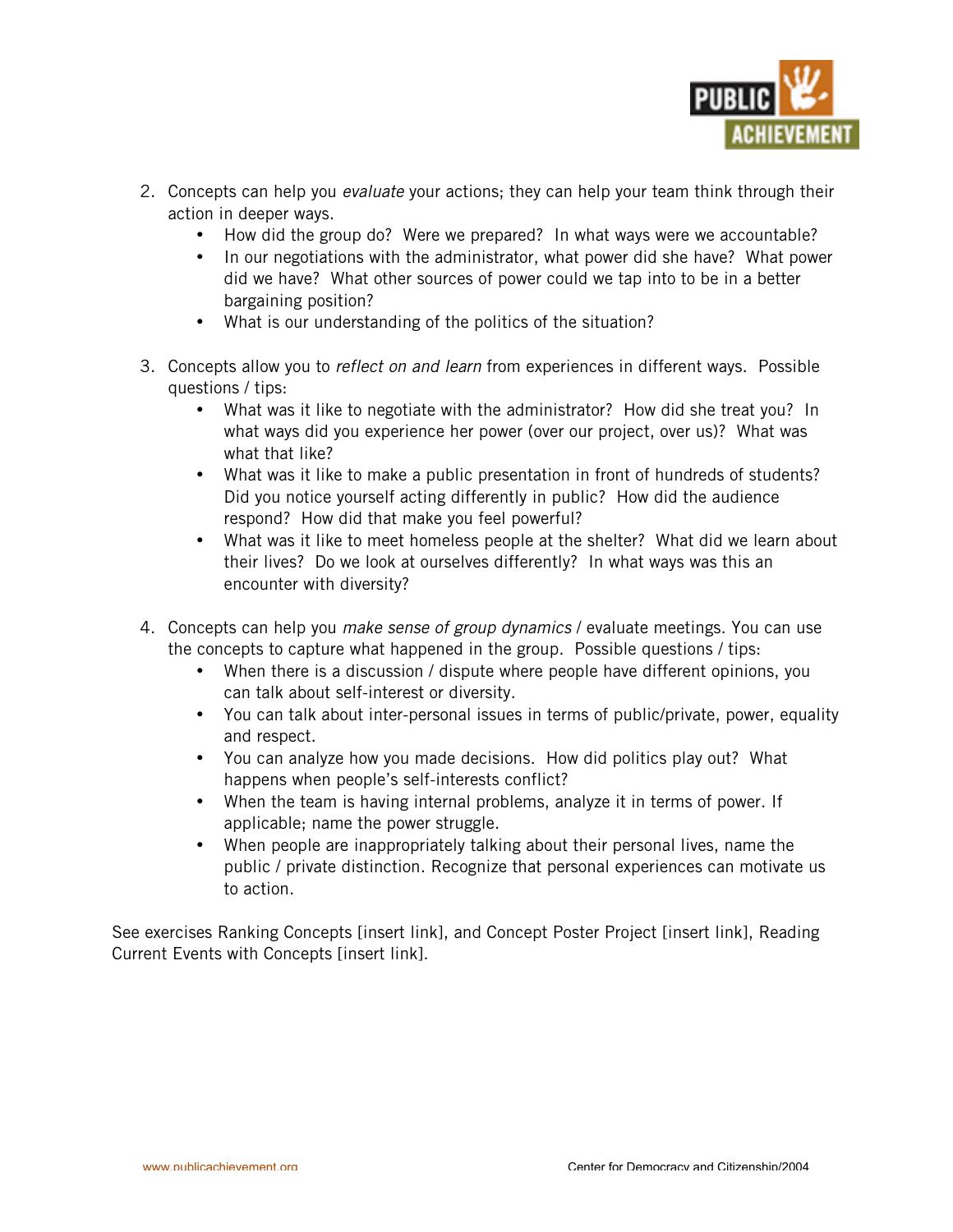2. Concepts can help you *evaluate* your actions; they can help your team think through their action in deeper ways.
   - How did the group do? Were we prepared? In what ways were we accountable?
   - In our negotiations with the administrator, what power did she have? What power did we have? What other sources of power could we tap into to be in a better bargaining position?
   - What is our understanding of the politics of the situation?

3. Concepts allow you to *reflect on and learn* from experiences in different ways. Possible questions / tips:
   - What was it like to negotiate with the administrator? How did she treat you? In what ways did you experience her power (over our project, over us)? What was what that like?
   - What was it like to make a public presentation in front of hundreds of students? Did you notice yourself acting differently in public? How did the audience respond? How did that make you feel powerful?
   - What was it like to meet homeless people at the shelter? What did we learn about their lives? Do we look at ourselves differently? In what ways was this an encounter with diversity?

4. Concepts can help you *make sense of group dynamics* / evaluate meetings. You can use the concepts to capture what happened in the group. Possible questions / tips:
   - When there is a discussion / dispute where people have different opinions, you can talk about self-interest or diversity.
   - You can talk about inter-personal issues in terms of public/private, power, equality and respect.
   - You can analyze how you made decisions. How did politics play out? What happens when people's self-interests conflict?
   - When the team is having internal problems, analyze it in terms of power. If applicable; name the power struggle.
   - When people are inappropriately talking about their personal lives, name the public / private distinction. Recognize that personal experiences can motivate us to action.

See exercises Ranking Concepts [insert link], and Concept Poster Project [insert link], Reading Current Events with Concepts [insert link].